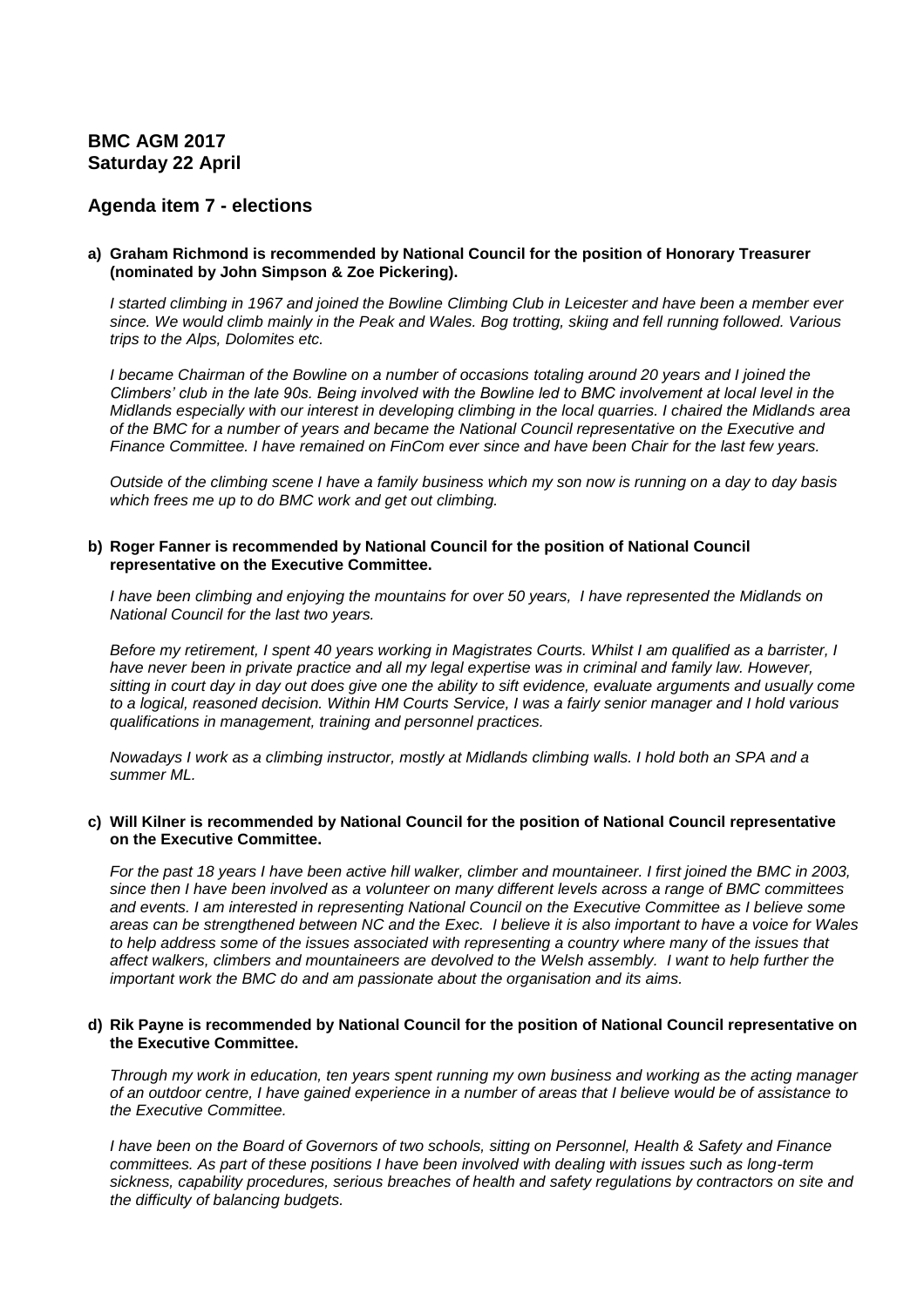## BMC AGM 2017
## Saturday 22 April

## Agenda item 7 - elections

**a) Graham Richmond is recommended by National Council for the position of Honorary Treasurer (nominated by John Simpson & Zoe Pickering).**

*I started climbing in 1967 and joined the Bowline Climbing Club in Leicester and have been a member ever since. We would climb mainly in the Peak and Wales. Bog trotting, skiing and fell running followed. Various trips to the Alps, Dolomites etc.*

*I became Chairman of the Bowline on a number of occasions totaling around 20 years and I joined the Climbers' club in the late 90s. Being involved with the Bowline led to BMC involvement at local level in the Midlands especially with our interest in developing climbing in the local quarries. I chaired the Midlands area of the BMC for a number of years and became the National Council representative on the Executive and Finance Committee. I have remained on FinCom ever since and have been Chair for the last few years.*

*Outside of the climbing scene I have a family business which my son now is running on a day to day basis which frees me up to do BMC work and get out climbing.*

**b) Roger Fanner is recommended by National Council for the position of National Council representative on the Executive Committee.**

*I have been climbing and enjoying the mountains for over 50 years, I have represented the Midlands on National Council for the last two years.*

*Before my retirement, I spent 40 years working in Magistrates Courts. Whilst I am qualified as a barrister, I have never been in private practice and all my legal expertise was in criminal and family law. However, sitting in court day in day out does give one the ability to sift evidence, evaluate arguments and usually come to a logical, reasoned decision. Within HM Courts Service, I was a fairly senior manager and I hold various qualifications in management, training and personnel practices.*

*Nowadays I work as a climbing instructor, mostly at Midlands climbing walls. I hold both an SPA and a summer ML.*

**c) Will Kilner is recommended by National Council for the position of National Council representative on the Executive Committee.**

*For the past 18 years I have been active hill walker, climber and mountaineer. I first joined the BMC in 2003, since then I have been involved as a volunteer on many different levels across a range of BMC committees and events. I am interested in representing National Council on the Executive Committee as I believe some areas can be strengthened between NC and the Exec. I believe it is also important to have a voice for Wales to help address some of the issues associated with representing a country where many of the issues that affect walkers, climbers and mountaineers are devolved to the Welsh assembly. I want to help further the important work the BMC do and am passionate about the organisation and its aims.*

**d) Rik Payne is recommended by National Council for the position of National Council representative on the Executive Committee.**

*Through my work in education, ten years spent running my own business and working as the acting manager of an outdoor centre, I have gained experience in a number of areas that I believe would be of assistance to the Executive Committee.*

*I have been on the Board of Governors of two schools, sitting on Personnel, Health & Safety and Finance committees. As part of these positions I have been involved with dealing with issues such as long-term sickness, capability procedures, serious breaches of health and safety regulations by contractors on site and the difficulty of balancing budgets.*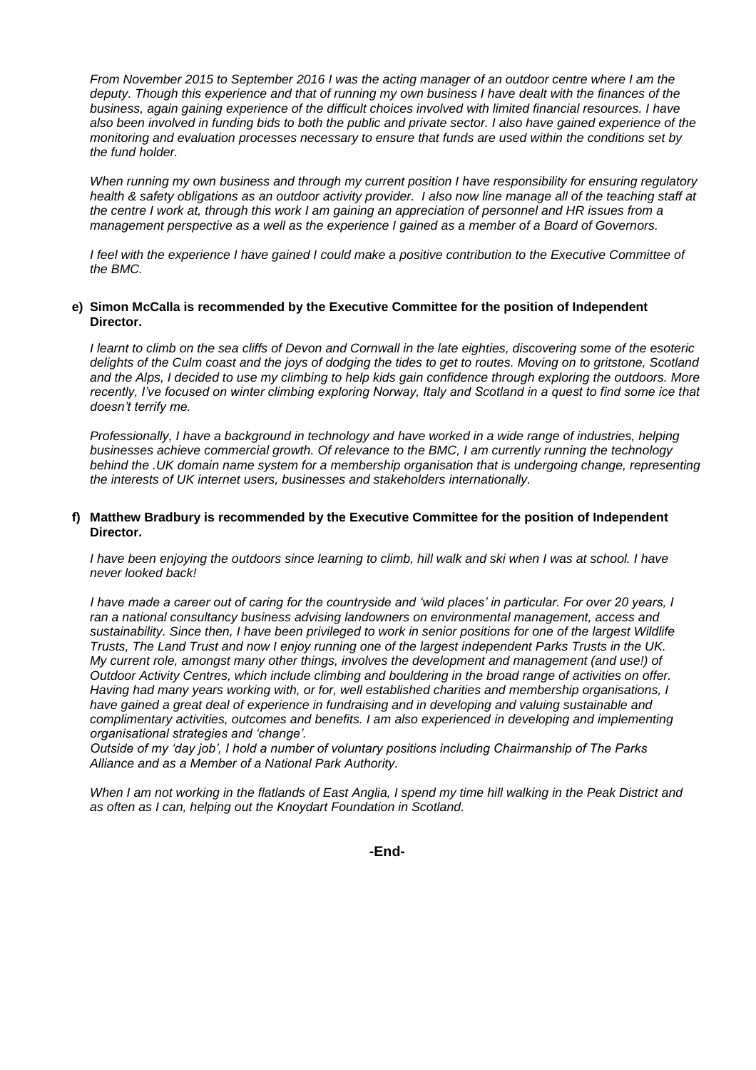*From November 2015 to September 2016 I was the acting manager of an outdoor centre where I am the deputy. Though this experience and that of running my own business I have dealt with the finances of the business, again gaining experience of the difficult choices involved with limited financial resources. I have also been involved in funding bids to both the public and private sector. I also have gained experience of the monitoring and evaluation processes necessary to ensure that funds are used within the conditions set by the fund holder.*

*When running my own business and through my current position I have responsibility for ensuring regulatory health & safety obligations as an outdoor activity provider. I also now line manage all of the teaching staff at the centre I work at, through this work I am gaining an appreciation of personnel and HR issues from a management perspective as a well as the experience I gained as a member of a Board of Governors.*

*I feel with the experience I have gained I could make a positive contribution to the Executive Committee of the BMC.*

**e) Simon McCalla is recommended by the Executive Committee for the position of Independent Director.**

*I learnt to climb on the sea cliffs of Devon and Cornwall in the late eighties, discovering some of the esoteric delights of the Culm coast and the joys of dodging the tides to get to routes. Moving on to gritstone, Scotland and the Alps, I decided to use my climbing to help kids gain confidence through exploring the outdoors. More recently, I've focused on winter climbing exploring Norway, Italy and Scotland in a quest to find some ice that doesn't terrify me.*

*Professionally, I have a background in technology and have worked in a wide range of industries, helping businesses achieve commercial growth. Of relevance to the BMC, I am currently running the technology behind the .UK domain name system for a membership organisation that is undergoing change, representing the interests of UK internet users, businesses and stakeholders internationally.*

**f) Matthew Bradbury is recommended by the Executive Committee for the position of Independent Director.**

*I have been enjoying the outdoors since learning to climb, hill walk and ski when I was at school. I have never looked back!*

*I have made a career out of caring for the countryside and 'wild places' in particular. For over 20 years, I ran a national consultancy business advising landowners on environmental management, access and sustainability. Since then, I have been privileged to work in senior positions for one of the largest Wildlife Trusts, The Land Trust and now I enjoy running one of the largest independent Parks Trusts in the UK. My current role, amongst many other things, involves the development and management (and use!) of Outdoor Activity Centres, which include climbing and bouldering in the broad range of activities on offer. Having had many years working with, or for, well established charities and membership organisations, I have gained a great deal of experience in fundraising and in developing and valuing sustainable and complimentary activities, outcomes and benefits. I am also experienced in developing and implementing organisational strategies and 'change'.*
*Outside of my 'day job', I hold a number of voluntary positions including Chairmanship of The Parks Alliance and as a Member of a National Park Authority.*

*When I am not working in the flatlands of East Anglia, I spend my time hill walking in the Peak District and as often as I can, helping out the Knoydart Foundation in Scotland.*

**-End-**